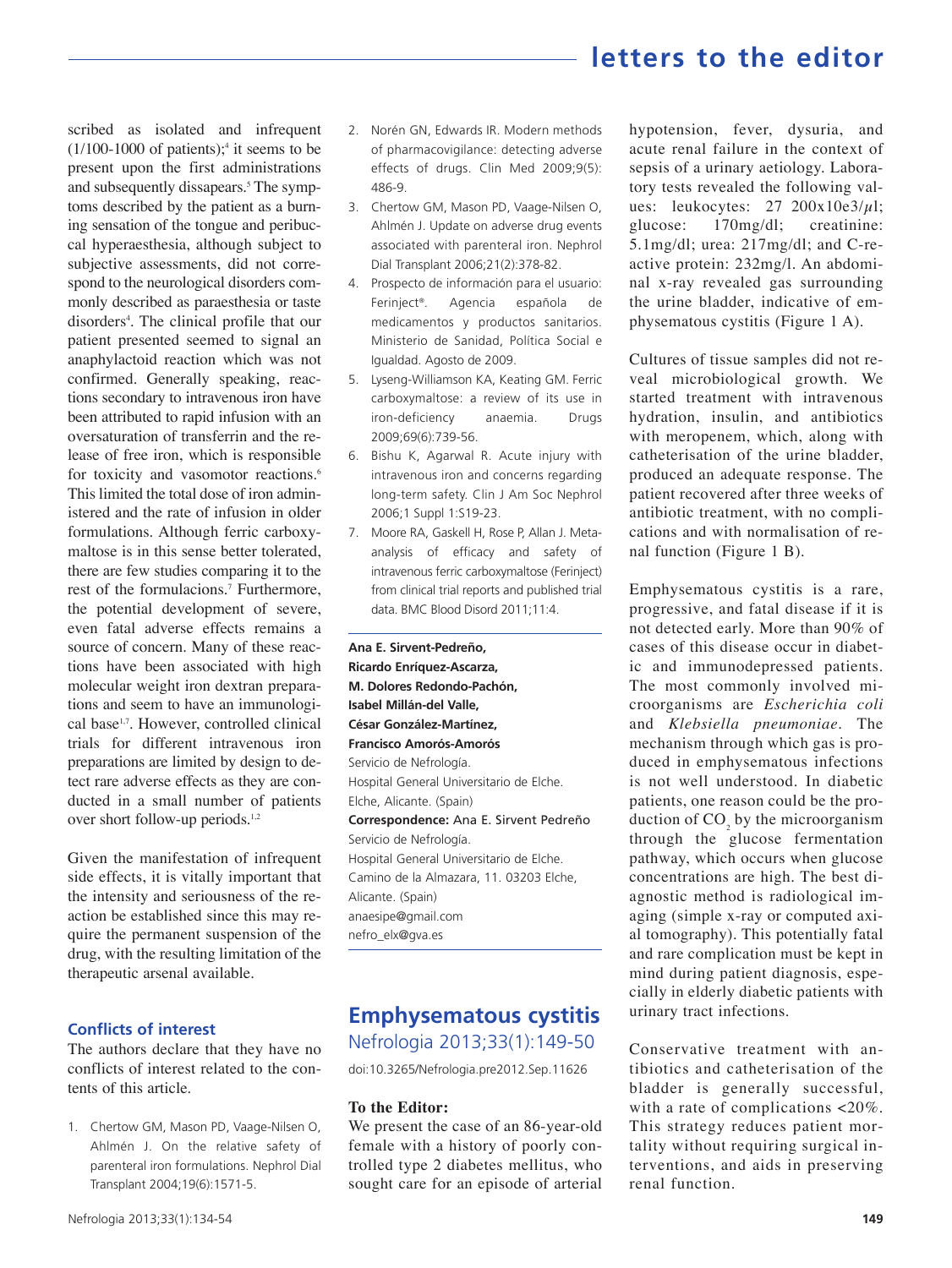scribed as isolated and infrequent (1/100-1000 of patients);[4] it seems to be present upon the first administrations and subsequently dissapears.[5] The symptoms described by the patient as a burning sensation of the tongue and peribuccal hyperaesthesia, although subject to subjective assessments, did not correspond to the neurological disorders commonly described as paraesthesia or taste disorders[4]. The clinical profile that our patient presented seemed to signal an anaphylactoid reaction which was not confirmed. Generally speaking, reactions secondary to intravenous iron have been attributed to rapid infusion with an oversaturation of transferrin and the release of free iron, which is responsible for toxicity and vasomotor reactions.[6] This limited the total dose of iron administered and the rate of infusion in older formulations. Although ferric carboxymaltose is in this sense better tolerated, there are few studies comparing it to the rest of the formulacions.[7] Furthermore, the potential development of severe, even fatal adverse effects remains a source of concern. Many of these reactions have been associated with high molecular weight iron dextran preparations and seem to have an immunological base[1,7]. However, controlled clinical trials for different intravenous iron preparations are limited by design to detect rare adverse effects as they are conducted in a small number of patients over short follow-up periods.[1,2]

Given the manifestation of infrequent side effects, it is vitally important that the intensity and seriousness of the reaction be established since this may require the permanent suspension of the drug, with the resulting limitation of the therapeutic arsenal available.

### Conflicts of interest

The authors declare that they have no conflicts of interest related to the contents of this article.

1. Chertow GM, Mason PD, Vaage-Nilsen O, Ahlmén J. On the relative safety of parenteral iron formulations. Nephrol Dial Transplant 2004;19(6):1571-5.
2. Norén GN, Edwards IR. Modern methods of pharmacovigilance: detecting adverse effects of drugs. Clin Med 2009;9(5):486-9.
3. Chertow GM, Mason PD, Vaage-Nilsen O, Ahlmén J. Update on adverse drug events associated with parenteral iron. Nephrol Dial Transplant 2006;21(2):378-82.
4. Prospecto de información para el usuario: Ferinject®. Agencia española de medicamentos y productos sanitarios. Ministerio de Sanidad, Política Social e Igualdad. Agosto de 2009.
5. Lyseng-Williamson KA, Keating GM. Ferric carboxymaltose: a review of its use in iron-deficiency anaemia. Drugs 2009;69(6):739-56.
6. Bishu K, Agarwal R. Acute injury with intravenous iron and concerns regarding long-term safety. Clin J Am Soc Nephrol 2006;1 Suppl 1:S19-23.
7. Moore RA, Gaskell H, Rose P, Allan J. Meta-analysis of efficacy and safety of intravenous ferric carboxymaltose (Ferinject) from clinical trial reports and published trial data. BMC Blood Disord 2011;11:4.

**Ana E. Sirvent-Pedreño, Ricardo Enríquez-Ascarza, M. Dolores Redondo-Pachón, Isabel Millán-del Valle, César González-Martínez, Francisco Amorós-Amorós**
Servicio de Nefrología.
Hospital General Universitario de Elche.
Elche, Alicante. (Spain)
**Correspondence:** Ana E. Sirvent Pedreño
Servicio de Nefrología.
Hospital General Universitario de Elche.
Camino de la Almazara, 11. 03203 Elche, Alicante. (Spain)
anaesipe@gmail.com
nefro_elx@gva.es

## Emphysematous cystitis

Nefrologia 2013;33(1):149-50

doi:10.3265/Nefrologia.pre2012.Sep.11626

**To the Editor:**

We present the case of an 86-year-old female with a history of poorly controlled type 2 diabetes mellitus, who sought care for an episode of arterial hypotension, fever, dysuria, and acute renal failure in the context of sepsis of a urinary aetiology. Laboratory tests revealed the following values: leukocytes: 27 200x10e3/$\mu$l; glucose: 170mg/dl; creatinine: 5.1mg/dl; urea: 217mg/dl; and C-reactive protein: 232mg/l. An abdominal x-ray revealed gas surrounding the urine bladder, indicative of emphysematous cystitis (Figure 1 A).

Cultures of tissue samples did not reveal microbiological growth. We started treatment with intravenous hydration, insulin, and antibiotics with meropenem, which, along with catheterisation of the urine bladder, produced an adequate response. The patient recovered after three weeks of antibiotic treatment, with no complications and with normalisation of renal function (Figure 1 B).

Emphysematous cystitis is a rare, progressive, and fatal disease if it is not detected early. More than 90% of cases of this disease occur in diabetic and immunodepressed patients. The most commonly involved microorganisms are *Escherichia coli* and *Klebsiella pneumoniae*. The mechanism through which gas is produced in emphysematous infections is not well understood. In diabetic patients, one reason could be the production of $CO_2$ by the microorganism through the glucose fermentation pathway, which occurs when glucose concentrations are high. The best diagnostic method is radiological imaging (simple x-ray or computed axial tomography). This potentially fatal and rare complication must be kept in mind during patient diagnosis, especially in elderly diabetic patients with urinary tract infections.

Conservative treatment with antibiotics and catheterisation of the bladder is generally successful, with a rate of complications <20%. This strategy reduces patient mortality without requiring surgical interventions, and aids in preserving renal function.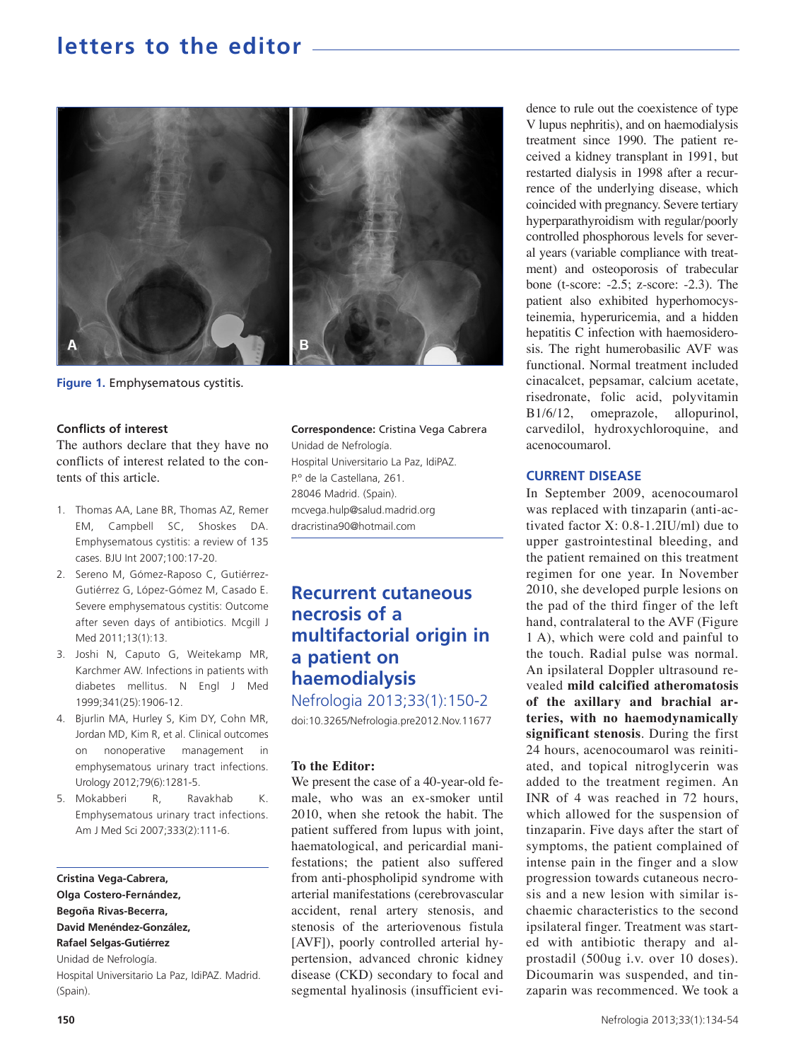Figure 1. Emphysematous cystitis.

**Conflicts of interest**

The authors declare that they have no conflicts of interest related to the contents of this article.

1. Thomas AA, Lane BR, Thomas AZ, Remer EM, Campbell SC, Shoskes DA. Emphysematous cystitis: a review of 135 cases. BJU Int 2007;100:17-20.
2. Sereno M, Gómez-Raposo C, Gutiérrez-Gutiérrez G, López-Gómez M, Casado E. Severe emphysematous cystitis: Outcome after seven days of antibiotics. Mcgill J Med 2011;13(1):13.
3. Joshi N, Caputo G, Weitekamp MR, Karchmer AW. Infections in patients with diabetes mellitus. N Engl J Med 1999;341(25):1906-12.
4. Bjurlin MA, Hurley S, Kim DY, Cohn MR, Jordan MD, Kim R, et al. Clinical outcomes on nonoperative management in emphysematous urinary tract infections. Urology 2012;79(6):1281-5.
5. Mokabberi R, Ravakhab K. Emphysematous urinary tract infections. Am J Med Sci 2007;333(2):111-6.

**Cristina Vega-Cabrera, Olga Costero-Fernández, Begoña Rivas-Becerra, David Menéndez-González, Rafael Selgas-Gutiérrez**

Unidad de Nefrología.
Hospital Universitario La Paz, IdiPAZ. Madrid. (Spain).

**Correspondence:** Cristina Vega Cabrera
Unidad de Nefrología.
Hospital Universitario La Paz, IdiPAZ.
P.º de la Castellana, 261.
28046 Madrid. (Spain).
mcvega.hulp@salud.madrid.org
dracristina90@hotmail.com

## Recurrent cutaneous necrosis of a multifactorial origin in a patient on haemodialysis

Nefrologia 2013;33(1):150-2

doi:10.3265/Nefrologia.pre2012.Nov.11677

**To the Editor:**

We present the case of a 40-year-old female, who was an ex-smoker until 2010, when she retook the habit. The patient suffered from lupus with joint, haematological, and pericardial manifestations; the patient also suffered from anti-phospholipid syndrome with arterial manifestations (cerebrovascular accident, renal artery stenosis, and stenosis of the arteriovenous fistula [AVF]), poorly controlled arterial hypertension, advanced chronic kidney disease (CKD) secondary to focal and segmental hyalinosis (insufficient evidence to rule out the coexistence of type V lupus nephritis), and on haemodialysis treatment since 1990. The patient received a kidney transplant in 1991, but restarted dialysis in 1998 after a recurrence of the underlying disease, which coincided with pregnancy. Severe tertiary hyperparathyroidism with regular/poorly controlled phosphorous levels for several years (variable compliance with treatment) and osteoporosis of trabecular bone (t-score: -2.5; z-score: -2.3). The patient also exhibited hyperhomocysteinemia, hyperuricemia, and a hidden hepatitis C infection with haemosiderosis. The right humerobasilic AVF was functional. Normal treatment included cinacalcet, pepsamar, calcium acetate, risedronate, folic acid, polyvitamin B1/6/12, omeprazole, allopurinol, carvedilol, hydroxychloroquine, and acenocoumarol.

### CURRENT DISEASE

In September 2009, acenocoumarol was replaced with tinzaparin (anti-activated factor X: 0.8-1.2IU/ml) due to upper gastrointestinal bleeding, and the patient remained on this treatment regimen for one year. In November 2010, she developed purple lesions on the pad of the third finger of the left hand, contralateral to the AVF (Figure 1 A), which were cold and painful to the touch. Radial pulse was normal. An ipsilateral Doppler ultrasound revealed **mild calcified atheromatosis of the axillary and brachial arteries, with no haemodynamically significant stenosis**. During the first 24 hours, acenocoumarol was reinitiated, and topical nitroglycerin was added to the treatment regimen. An INR of 4 was reached in 72 hours, which allowed for the suspension of tinzaparin. Five days after the start of symptoms, the patient complained of intense pain in the finger and a slow progression towards cutaneous necrosis and a new lesion with similar ischaemic characteristics to the second ipsilateral finger. Treatment was started with antibiotic therapy and alprostadil (500ug i.v. over 10 doses). Dicoumarin was suspended, and tinzaparin was recommenced. We took a